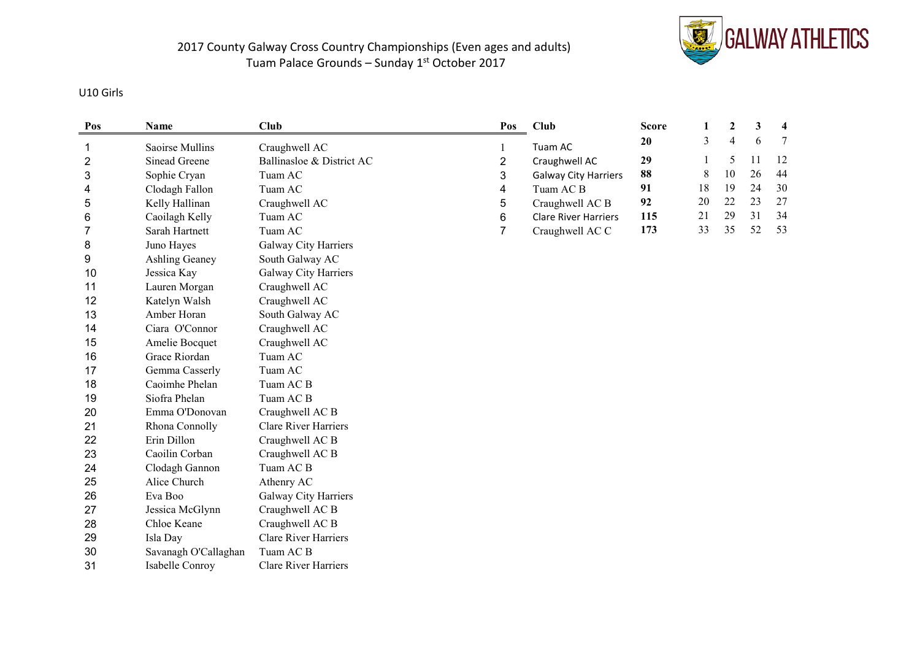# 2017 County Galway Cross Country Championships (Even ages and adults)
## Tuam Palace Grounds – Sunday 1st October 2017

GALWAY ATHLETICS

### U10 Girls

| Pos | Name | Club |
|---|---|---|
| 1 | Saoirse Mullins | Craughwell AC |
| 2 | Sinead Greene | Ballinasloe & District AC |
| 3 | Sophie Cryan | Tuam AC |
| 4 | Clodagh Fallon | Tuam AC |
| 5 | Kelly Hallinan | Craughwell AC |
| 6 | Caoilagh Kelly | Tuam AC |
| 7 | Sarah Hartnett | Tuam AC |
| 8 | Juno Hayes | Galway City Harriers |
| 9 | Ashling Geaney | South Galway AC |
| 10 | Jessica Kay | Galway City Harriers |
| 11 | Lauren Morgan | Craughwell AC |
| 12 | Katelyn Walsh | Craughwell AC |
| 13 | Amber Horan | South Galway AC |
| 14 | Ciara O'Connor | Craughwell AC |
| 15 | Amelie Bocquet | Craughwell AC |
| 16 | Grace Riordan | Tuam AC |
| 17 | Gemma Casserly | Tuam AC |
| 18 | Caoimhe Phelan | Tuam AC B |
| 19 | Siofra Phelan | Tuam AC B |
| 20 | Emma O'Donovan | Craughwell AC B |
| 21 | Rhona Connolly | Clare River Harriers |
| 22 | Erin Dillon | Craughwell AC B |
| 23 | Caoilin Corban | Craughwell AC B |
| 24 | Clodagh Gannon | Tuam AC B |
| 25 | Alice Church | Athenry AC |
| 26 | Eva Boo | Galway City Harriers |
| 27 | Jessica McGlynn | Craughwell AC B |
| 28 | Chloe Keane | Craughwell AC B |
| 29 | Isla Day | Clare River Harriers |
| 30 | Savanagh O'Callaghan | Tuam AC B |
| 31 | Isabelle Conroy | Clare River Harriers |

| Pos | Club | Score | 1 | 2 | 3 | 4 |
|---|---|---|---|---|---|---|
| 1 | Tuam AC | **20** | 3 | 4 | 6 | 7 |
| 2 | Craughwell AC | **29** | 1 | 5 | 11 | 12 |
| 3 | Galway City Harriers | **88** | 8 | 10 | 26 | 44 |
| 4 | Tuam AC B | **91** | 18 | 19 | 24 | 30 |
| 5 | Craughwell AC B | **92** | 20 | 22 | 23 | 27 |
| 6 | Clare River Harriers | **115** | 21 | 29 | 31 | 34 |
| 7 | Craughwell AC C | **173** | 33 | 35 | 52 | 53 |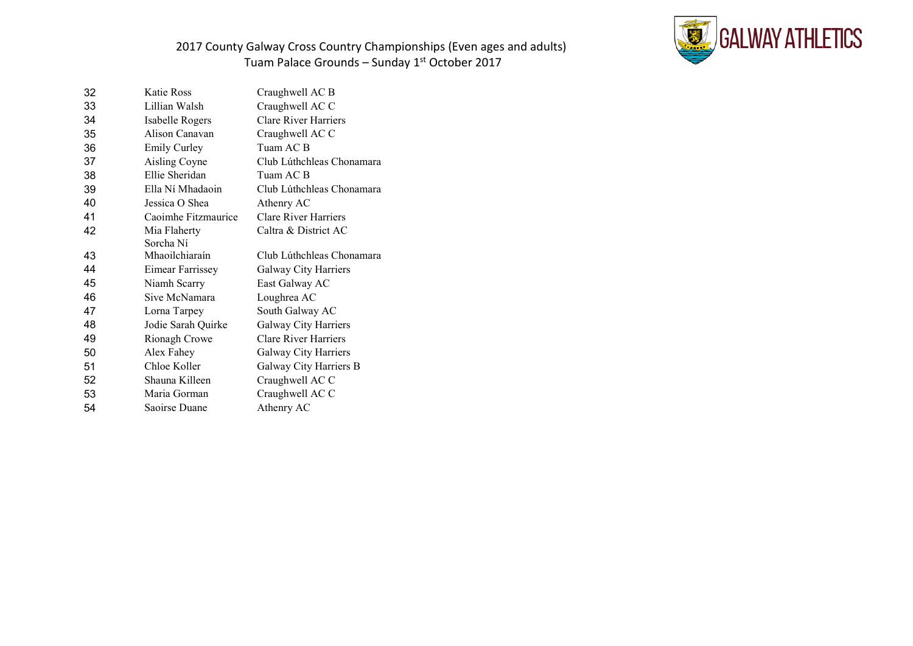2017 County Galway Cross Country Championships (Even ages and adults)
Tuam Palace Grounds – Sunday 1st October 2017

| | | |
|---|---|---|
| 32 | Katie Ross | Craughwell AC B |
| 33 | Lillian Walsh | Craughwell AC C |
| 34 | Isabelle Rogers | Clare River Harriers |
| 35 | Alison Canavan | Craughwell AC C |
| 36 | Emily Curley | Tuam AC B |
| 37 | Aisling Coyne | Club Lúthchleas Chonamara |
| 38 | Ellie Sheridan | Tuam AC B |
| 39 | Ella Ní Mhadaoin | Club Lúthchleas Chonamara |
| 40 | Jessica O Shea | Athenry AC |
| 41 | Caoimhe Fitzmaurice | Clare River Harriers |
| 42 | Mia Flaherty | Caltra & District AC |
| 43 | Sorcha Ní Mhaoilchiaraín | Club Lúthchleas Chonamara |
| 44 | Eimear Farrissey | Galway City Harriers |
| 45 | Niamh Scarry | East Galway AC |
| 46 | Sive McNamara | Loughrea AC |
| 47 | Lorna Tarpey | South Galway AC |
| 48 | Jodie Sarah Quirke | Galway City Harriers |
| 49 | Rionagh Crowe | Clare River Harriers |
| 50 | Alex Fahey | Galway City Harriers |
| 51 | Chloe Koller | Galway City Harriers B |
| 52 | Shauna Killeen | Craughwell AC C |
| 53 | Maria Gorman | Craughwell AC C |
| 54 | Saoirse Duane | Athenry AC |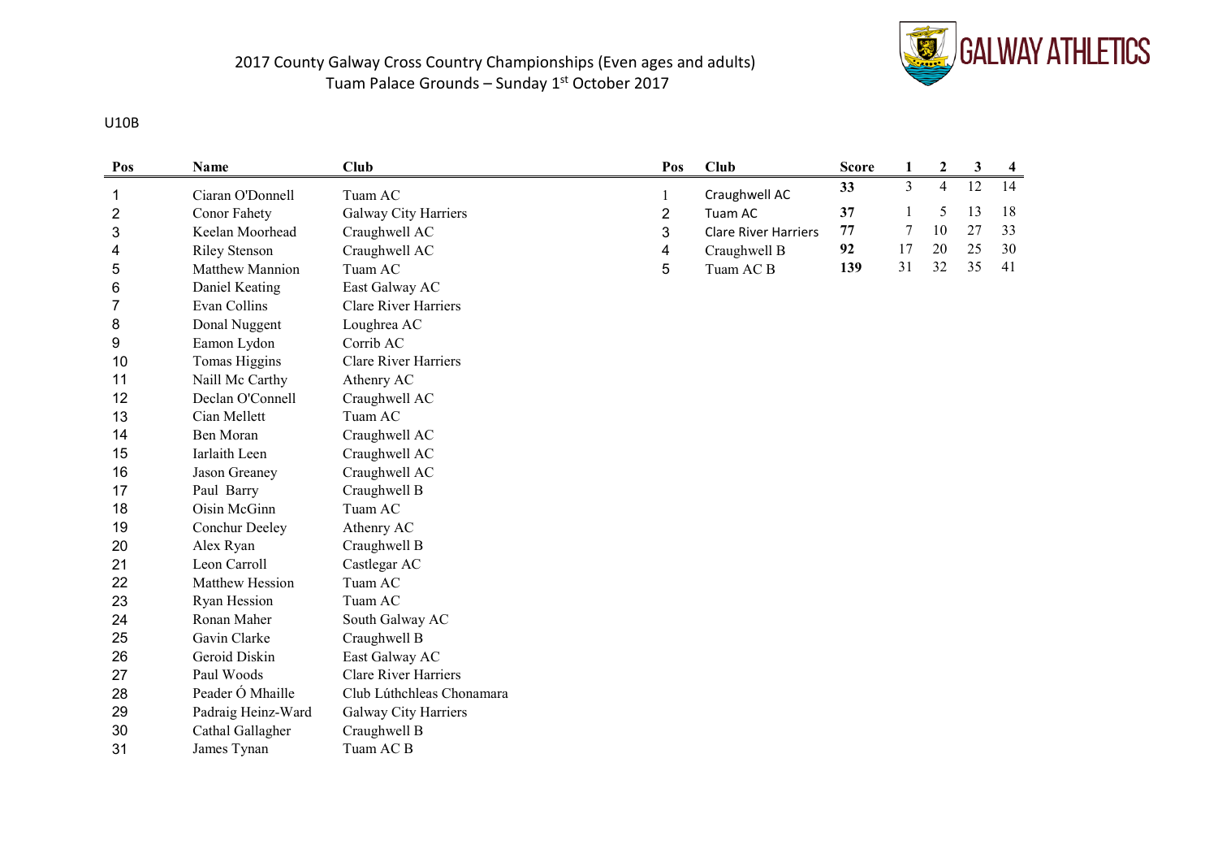## 2017 County Galway Cross Country Championships (Even ages and adults)
### Tuam Palace Grounds – Sunday 1st October 2017

GALWAY ATHLETICS

U10B

| Pos | Name | Club |
|---|---|---|
| 1 | Ciaran O'Donnell | Tuam AC |
| 2 | Conor Fahety | Galway City Harriers |
| 3 | Keelan Moorhead | Craughwell AC |
| 4 | Riley Stenson | Craughwell AC |
| 5 | Matthew Mannion | Tuam AC |
| 6 | Daniel Keating | East Galway AC |
| 7 | Evan Collins | Clare River Harriers |
| 8 | Donal Nuggent | Loughrea AC |
| 9 | Eamon Lydon | Corrib AC |
| 10 | Tomas Higgins | Clare River Harriers |
| 11 | Naill Mc Carthy | Athenry AC |
| 12 | Declan O'Connell | Craughwell AC |
| 13 | Cian Mellett | Tuam AC |
| 14 | Ben Moran | Craughwell AC |
| 15 | Iarlaith Leen | Craughwell AC |
| 16 | Jason Greaney | Craughwell AC |
| 17 | Paul Barry | Craughwell B |
| 18 | Oisin McGinn | Tuam AC |
| 19 | Conchur Deeley | Athenry AC |
| 20 | Alex Ryan | Craughwell B |
| 21 | Leon Carroll | Castlegar AC |
| 22 | Matthew Hession | Tuam AC |
| 23 | Ryan Hession | Tuam AC |
| 24 | Ronan Maher | South Galway AC |
| 25 | Gavin Clarke | Craughwell B |
| 26 | Geroid Diskin | East Galway AC |
| 27 | Paul Woods | Clare River Harriers |
| 28 | Peader Ó Mhaille | Club Lúthchleas Chonamara |
| 29 | Padraig Heinz-Ward | Galway City Harriers |
| 30 | Cathal Gallagher | Craughwell B |
| 31 | James Tynan | Tuam AC B |

| Pos | Club | Score | 1 | 2 | 3 | 4 |
|---|---|---|---|---|---|---|
| 1 | Craughwell AC | **33** | 3 | 4 | 12 | 14 |
| 2 | Tuam AC | **37** | 1 | 5 | 13 | 18 |
| 3 | Clare River Harriers | **77** | 7 | 10 | 27 | 33 |
| 4 | Craughwell B | **92** | 17 | 20 | 25 | 30 |
| 5 | Tuam AC B | **139** | 31 | 32 | 35 | 41 |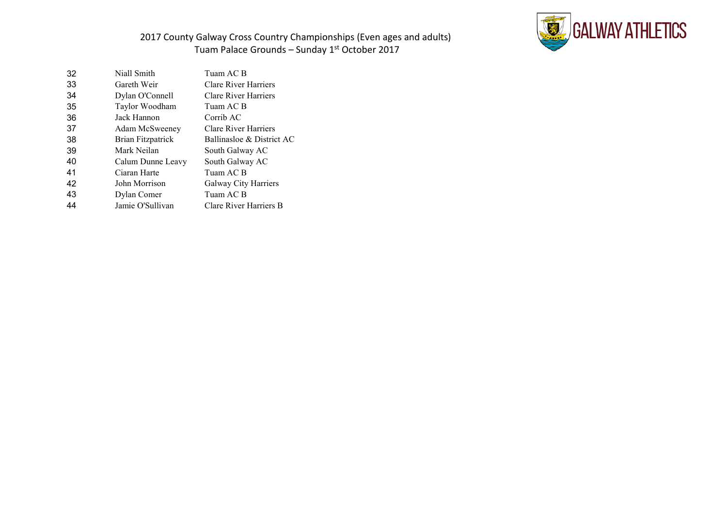2017 County Galway Cross Country Championships (Even ages and adults)
Tuam Palace Grounds – Sunday 1st October 2017

GALWAY ATHLETICS

| | | |
|---|---|---|
| 32 | Niall Smith | Tuam AC B |
| 33 | Gareth Weir | Clare River Harriers |
| 34 | Dylan O'Connell | Clare River Harriers |
| 35 | Taylor Woodham | Tuam AC B |
| 36 | Jack Hannon | Corrib AC |
| 37 | Adam McSweeney | Clare River Harriers |
| 38 | Brian Fitzpatrick | Ballinasloe & District AC |
| 39 | Mark Neilan | South Galway AC |
| 40 | Calum Dunne Leavy | South Galway AC |
| 41 | Ciaran Harte | Tuam AC B |
| 42 | John Morrison | Galway City Harriers |
| 43 | Dylan Comer | Tuam AC B |
| 44 | Jamie O'Sullivan | Clare River Harriers B |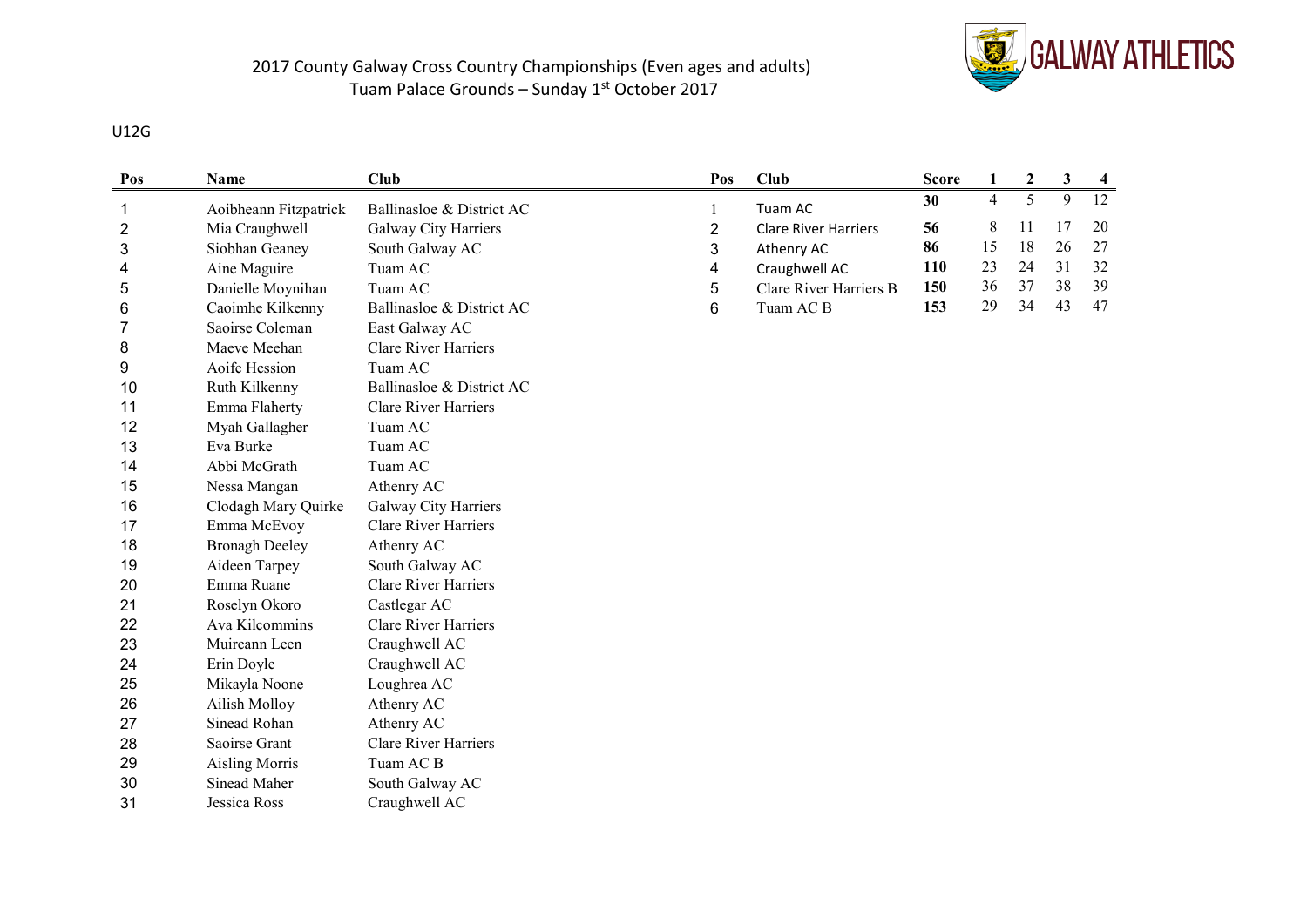2017 County Galway Cross Country Championships (Even ages and adults)
Tuam Palace Grounds – Sunday 1st October 2017

GALWAY ATHLETICS

U12G

| Pos | Name | Club |
|---|---|---|
| 1 | Aoibheann Fitzpatrick | Ballinasloe & District AC |
| 2 | Mia Craughwell | Galway City Harriers |
| 3 | Siobhan Geaney | South Galway AC |
| 4 | Aine Maguire | Tuam AC |
| 5 | Danielle Moynihan | Tuam AC |
| 6 | Caoimhe Kilkenny | Ballinasloe & District AC |
| 7 | Saoirse Coleman | East Galway AC |
| 8 | Maeve Meehan | Clare River Harriers |
| 9 | Aoife Hession | Tuam AC |
| 10 | Ruth Kilkenny | Ballinasloe & District AC |
| 11 | Emma Flaherty | Clare River Harriers |
| 12 | Myah Gallagher | Tuam AC |
| 13 | Eva Burke | Tuam AC |
| 14 | Abbi McGrath | Tuam AC |
| 15 | Nessa Mangan | Athenry AC |
| 16 | Clodagh Mary Quirke | Galway City Harriers |
| 17 | Emma McEvoy | Clare River Harriers |
| 18 | Bronagh Deeley | Athenry AC |
| 19 | Aideen Tarpey | South Galway AC |
| 20 | Emma Ruane | Clare River Harriers |
| 21 | Roselyn Okoro | Castlegar AC |
| 22 | Ava Kilcommins | Clare River Harriers |
| 23 | Muireann Leen | Craughwell AC |
| 24 | Erin Doyle | Craughwell AC |
| 25 | Mikayla Noone | Loughrea AC |
| 26 | Ailish Molloy | Athenry AC |
| 27 | Sinead Rohan | Athenry AC |
| 28 | Saoirse Grant | Clare River Harriers |
| 29 | Aisling Morris | Tuam AC B |
| 30 | Sinead Maher | South Galway AC |
| 31 | Jessica Ross | Craughwell AC |

| Pos | Club | Score | 1 | 2 | 3 | 4 |
|---|---|---|---|---|---|---|
| 1 | Tuam AC | **30** | 4 | 5 | 9 | 12 |
| 2 | Clare River Harriers | **56** | 8 | 11 | 17 | 20 |
| 3 | Athenry AC | **86** | 15 | 18 | 26 | 27 |
| 4 | Craughwell AC | **110** | 23 | 24 | 31 | 32 |
| 5 | Clare River Harriers B | **150** | 36 | 37 | 38 | 39 |
| 6 | Tuam AC B | **153** | 29 | 34 | 43 | 47 |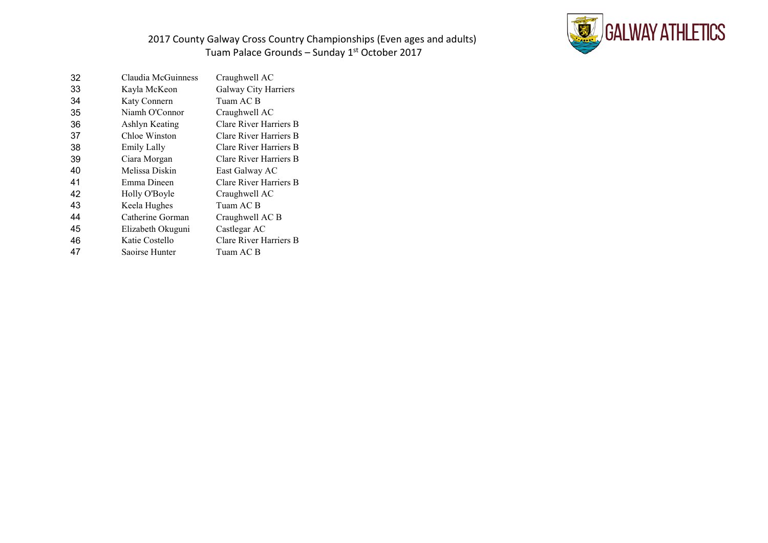2017 County Galway Cross Country Championships (Even ages and adults)
Tuam Palace Grounds – Sunday 1st October 2017

GALWAY ATHLETICS

| | | |
|---|---|---|
| 32 | Claudia McGuinness | Craughwell AC |
| 33 | Kayla McKeon | Galway City Harriers |
| 34 | Katy Connern | Tuam AC B |
| 35 | Niamh O'Connor | Craughwell AC |
| 36 | Ashlyn Keating | Clare River Harriers B |
| 37 | Chloe Winston | Clare River Harriers B |
| 38 | Emily Lally | Clare River Harriers B |
| 39 | Ciara Morgan | Clare River Harriers B |
| 40 | Melissa Diskin | East Galway AC |
| 41 | Emma Dineen | Clare River Harriers B |
| 42 | Holly O'Boyle | Craughwell AC |
| 43 | Keela Hughes | Tuam AC B |
| 44 | Catherine Gorman | Craughwell AC B |
| 45 | Elizabeth Okuguni | Castlegar AC |
| 46 | Katie Costello | Clare River Harriers B |
| 47 | Saoirse Hunter | Tuam AC B |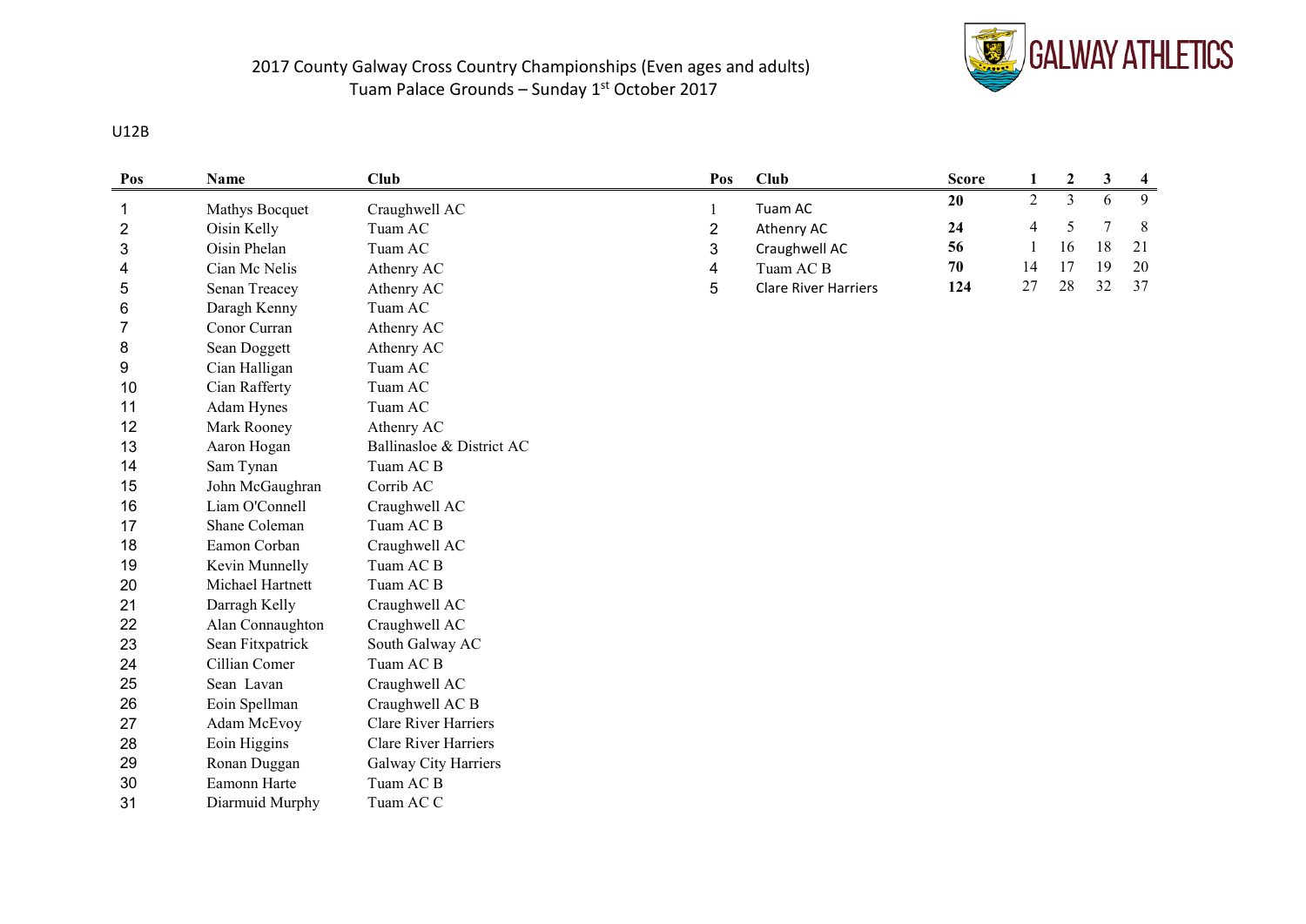2017 County Galway Cross Country Championships (Even ages and adults)
Tuam Palace Grounds – Sunday 1st October 2017

GALWAY ATHLETICS

U12B

| Pos | Name | Club |
|---|---|---|
| 1 | Mathys Bocquet | Craughwell AC |
| 2 | Oisin Kelly | Tuam AC |
| 3 | Oisin Phelan | Tuam AC |
| 4 | Cian Mc Nelis | Athenry AC |
| 5 | Senan Treacey | Athenry AC |
| 6 | Daragh Kenny | Tuam AC |
| 7 | Conor Curran | Athenry AC |
| 8 | Sean Doggett | Athenry AC |
| 9 | Cian Halligan | Tuam AC |
| 10 | Cian Rafferty | Tuam AC |
| 11 | Adam Hynes | Tuam AC |
| 12 | Mark Rooney | Athenry AC |
| 13 | Aaron Hogan | Ballinasloe & District AC |
| 14 | Sam Tynan | Tuam AC B |
| 15 | John McGaughran | Corrib AC |
| 16 | Liam O'Connell | Craughwell AC |
| 17 | Shane Coleman | Tuam AC B |
| 18 | Eamon Corban | Craughwell AC |
| 19 | Kevin Munnelly | Tuam AC B |
| 20 | Michael Hartnett | Tuam AC B |
| 21 | Darragh Kelly | Craughwell AC |
| 22 | Alan Connaughton | Craughwell AC |
| 23 | Sean Fitxpatrick | South Galway AC |
| 24 | Cillian Comer | Tuam AC B |
| 25 | Sean Lavan | Craughwell AC |
| 26 | Eoin Spellman | Craughwell AC B |
| 27 | Adam McEvoy | Clare River Harriers |
| 28 | Eoin Higgins | Clare River Harriers |
| 29 | Ronan Duggan | Galway City Harriers |
| 30 | Eamonn Harte | Tuam AC B |
| 31 | Diarmuid Murphy | Tuam AC C |

| Pos | Club | Score | 1 | 2 | 3 | 4 |
|---|---|---|---|---|---|---|
| 1 | Tuam AC | **20** | 2 | 3 | 6 | 9 |
| 2 | Athenry AC | **24** | 4 | 5 | 7 | 8 |
| 3 | Craughwell AC | **56** | 1 | 16 | 18 | 21 |
| 4 | Tuam AC B | **70** | 14 | 17 | 19 | 20 |
| 5 | Clare River Harriers | **124** | 27 | 28 | 32 | 37 |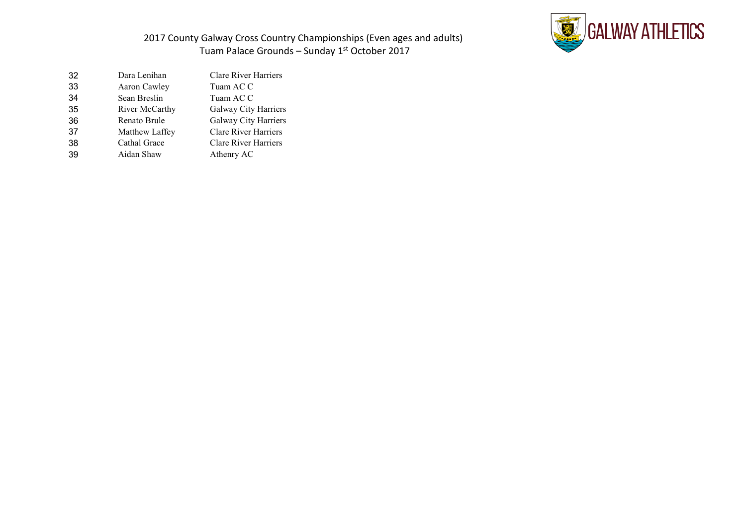2017 County Galway Cross Country Championships (Even ages and adults)
Tuam Palace Grounds – Sunday 1st October 2017

GALWAY ATHLETICS

| | | |
|---|---|---|
| 32 | Dara Lenihan | Clare River Harriers |
| 33 | Aaron Cawley | Tuam AC C |
| 34 | Sean Breslin | Tuam AC C |
| 35 | River McCarthy | Galway City Harriers |
| 36 | Renato Brule | Galway City Harriers |
| 37 | Matthew Laffey | Clare River Harriers |
| 38 | Cathal Grace | Clare River Harriers |
| 39 | Aidan Shaw | Athenry AC |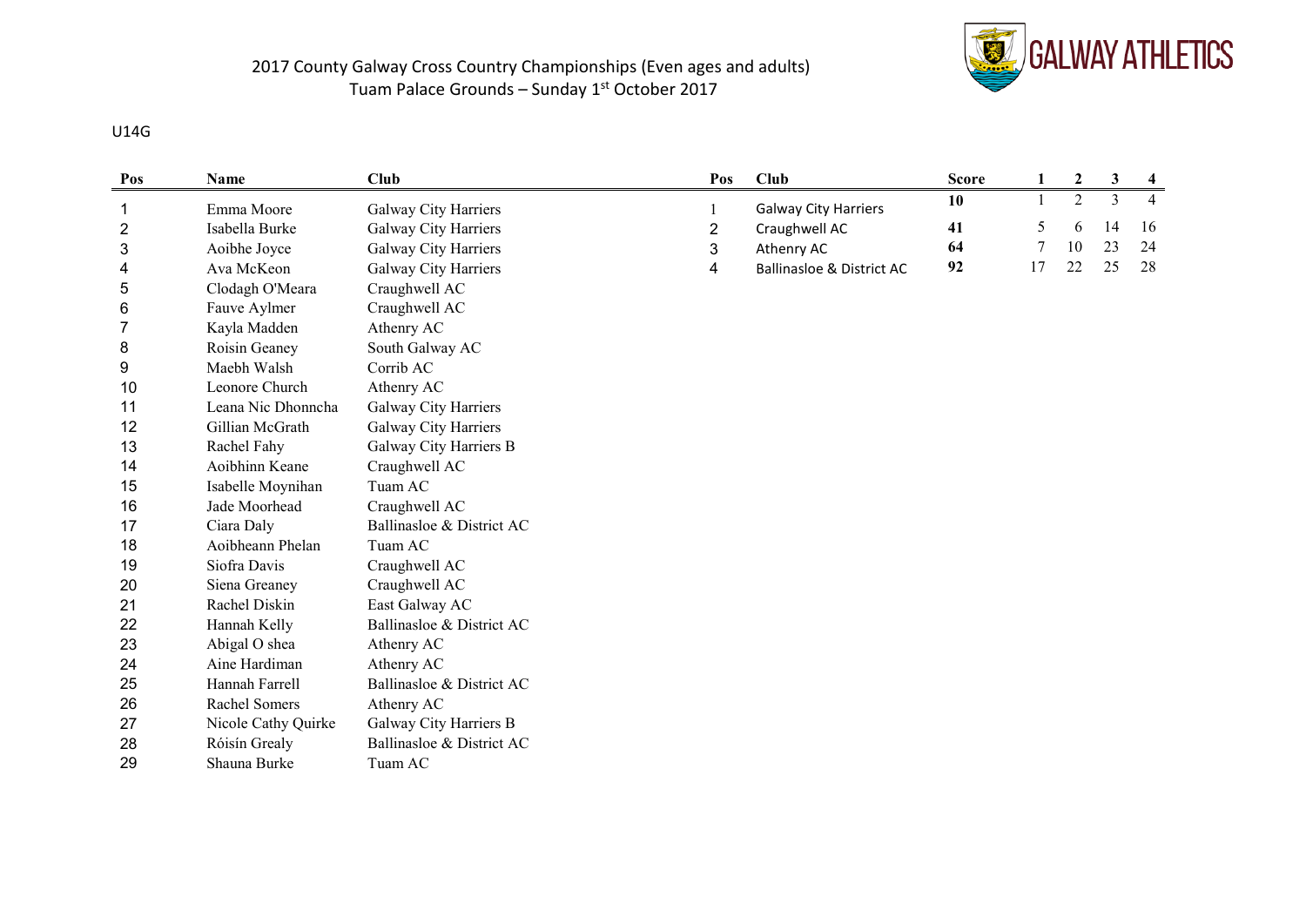# 2017 County Galway Cross Country Championships (Even ages and adults)
## Tuam Palace Grounds – Sunday 1st October 2017

GALWAY ATHLETICS

U14G

| Pos | Name | Club |
|---|---|---|
| 1 | Emma Moore | Galway City Harriers |
| 2 | Isabella Burke | Galway City Harriers |
| 3 | Aoibhe Joyce | Galway City Harriers |
| 4 | Ava McKeon | Galway City Harriers |
| 5 | Clodagh O'Meara | Craughwell AC |
| 6 | Fauve Aylmer | Craughwell AC |
| 7 | Kayla Madden | Athenry AC |
| 8 | Roisin Geaney | South Galway AC |
| 9 | Maebh Walsh | Corrib AC |
| 10 | Leonore Church | Athenry AC |
| 11 | Leana Nic Dhonncha | Galway City Harriers |
| 12 | Gillian McGrath | Galway City Harriers |
| 13 | Rachel Fahy | Galway City Harriers B |
| 14 | Aoibhinn Keane | Craughwell AC |
| 15 | Isabelle Moynihan | Tuam AC |
| 16 | Jade Moorhead | Craughwell AC |
| 17 | Ciara Daly | Ballinasloe & District AC |
| 18 | Aoibheann Phelan | Tuam AC |
| 19 | Siofra Davis | Craughwell AC |
| 20 | Siena Greaney | Craughwell AC |
| 21 | Rachel Diskin | East Galway AC |
| 22 | Hannah Kelly | Ballinasloe & District AC |
| 23 | Abigal O shea | Athenry AC |
| 24 | Aine Hardiman | Athenry AC |
| 25 | Hannah Farrell | Ballinasloe & District AC |
| 26 | Rachel Somers | Athenry AC |
| 27 | Nicole Cathy Quirke | Galway City Harriers B |
| 28 | Róisín Grealy | Ballinasloe & District AC |
| 29 | Shauna Burke | Tuam AC |

| Pos | Club | Score | 1 | 2 | 3 | 4 |
|---|---|---|---|---|---|---|
| 1 | Galway City Harriers | 10 | 1 | 2 | 3 | 4 |
| 2 | Craughwell AC | 41 | 5 | 6 | 14 | 16 |
| 3 | Athenry AC | 64 | 7 | 10 | 23 | 24 |
| 4 | Ballinasloe & District AC | 92 | 17 | 22 | 25 | 28 |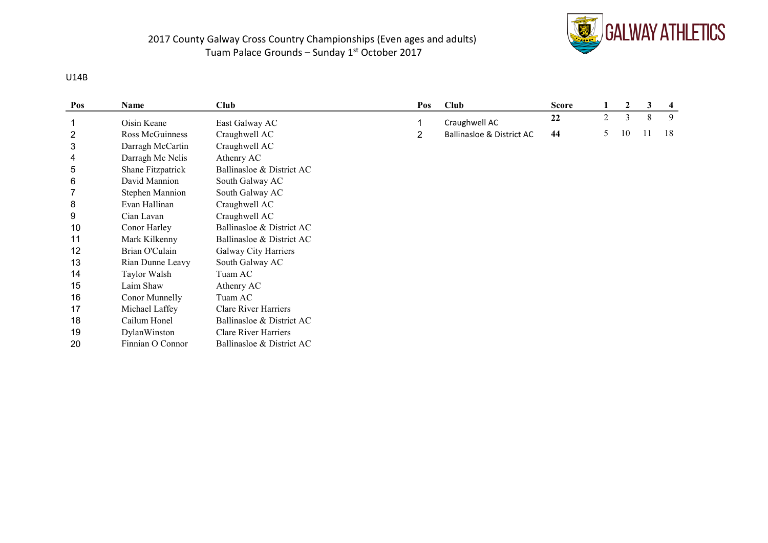# 2017 County Galway Cross Country Championships (Even ages and adults)

## Tuam Palace Grounds – Sunday 1st October 2017

GALWAY ATHLETICS

U14B

| Pos | Name | Club |
|---|---|---|
| 1 | Oisin Keane | East Galway AC |
| 2 | Ross McGuinness | Craughwell AC |
| 3 | Darragh McCartin | Craughwell AC |
| 4 | Darragh Mc Nelis | Athenry AC |
| 5 | Shane Fitzpatrick | Ballinasloe & District AC |
| 6 | David Mannion | South Galway AC |
| 7 | Stephen Mannion | South Galway AC |
| 8 | Evan Hallinan | Craughwell AC |
| 9 | Cian Lavan | Craughwell AC |
| 10 | Conor Harley | Ballinasloe & District AC |
| 11 | Mark Kilkenny | Ballinasloe & District AC |
| 12 | Brian O'Culain | Galway City Harriers |
| 13 | Rian Dunne Leavy | South Galway AC |
| 14 | Taylor Walsh | Tuam AC |
| 15 | Laim Shaw | Athenry AC |
| 16 | Conor Munnelly | Tuam AC |
| 17 | Michael Laffey | Clare River Harriers |
| 18 | Cailum Honel | Ballinasloe & District AC |
| 19 | DylanWinston | Clare River Harriers |
| 20 | Finnian O Connor | Ballinasloe & District AC |

| Pos | Club | Score | 1 | 2 | 3 | 4 |
|---|---|---|---|---|---|---|
| 1 | Craughwell AC | **22** | 2 | 3 | 8 | 9 |
| 2 | Ballinasloe & District AC | **44** | 5 | 10 | 11 | 18 |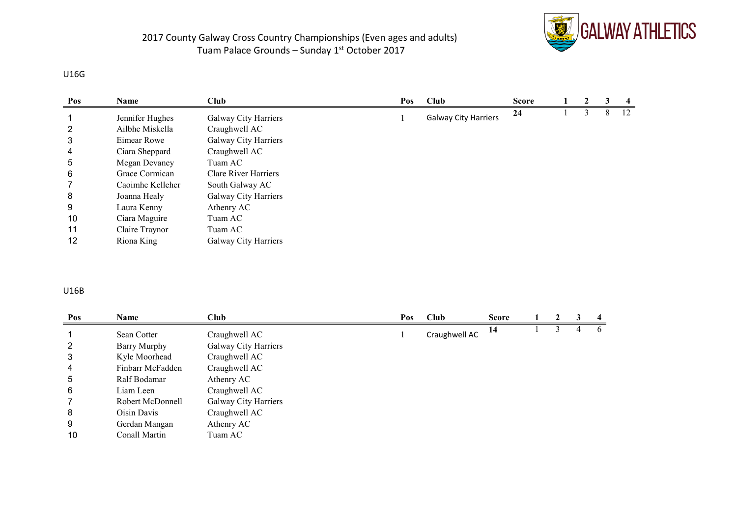2017 County Galway Cross Country Championships (Even ages and adults)
Tuam Palace Grounds – Sunday 1st October 2017

GALWAY ATHLETICS

U16G

| Pos | Name | Club |
|---|---|---|
| 1 | Jennifer Hughes | Galway City Harriers |
| 2 | Ailbhe Miskella | Craughwell AC |
| 3 | Eimear Rowe | Galway City Harriers |
| 4 | Ciara Sheppard | Craughwell AC |
| 5 | Megan Devaney | Tuam AC |
| 6 | Grace Cormican | Clare River Harriers |
| 7 | Caoimhe Kelleher | South Galway AC |
| 8 | Joanna Healy | Galway City Harriers |
| 9 | Laura Kenny | Athenry AC |
| 10 | Ciara Maguire | Tuam AC |
| 11 | Claire Traynor | Tuam AC |
| 12 | Riona King | Galway City Harriers |

| Pos | Club | Score | 1 | 2 | 3 | 4 |
|---|---|---|---|---|---|---|
| 1 | Galway City Harriers | **24** | 1 | 3 | 8 | 12 |

U16B

| Pos | Name | Club |
|---|---|---|
| 1 | Sean Cotter | Craughwell AC |
| 2 | Barry Murphy | Galway City Harriers |
| 3 | Kyle Moorhead | Craughwell AC |
| 4 | Finbarr McFadden | Craughwell AC |
| 5 | Ralf Bodamar | Athenry AC |
| 6 | Liam Leen | Craughwell AC |
| 7 | Robert McDonnell | Galway City Harriers |
| 8 | Oisin Davis | Craughwell AC |
| 9 | Gerdan Mangan | Athenry AC |
| 10 | Conall Martin | Tuam AC |

| Pos | Club | Score | 1 | 2 | 3 | 4 |
|---|---|---|---|---|---|---|
| 1 | Craughwell AC | **14** | 1 | 3 | 4 | 6 |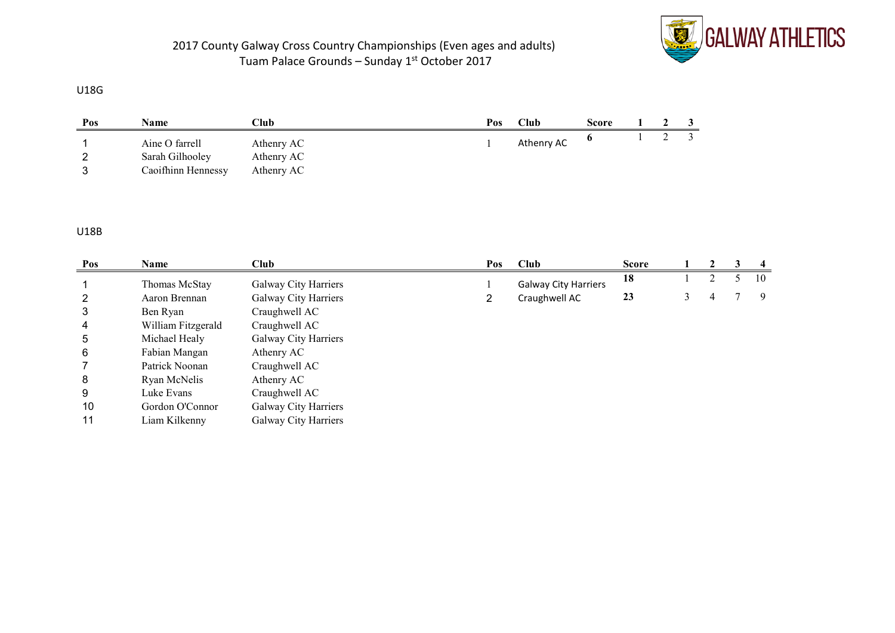2017 County Galway Cross Country Championships (Even ages and adults)
Tuam Palace Grounds – Sunday 1st October 2017

GALWAY ATHLETICS

## U18G

| Pos | Name | Club |
|---|---|---|
| 1 | Aine O farrell | Athenry AC |
| 2 | Sarah Gilhooley | Athenry AC |
| 3 | Caoifhinn Hennessy | Athenry AC |

| Pos | Club | Score | 1 | 2 | 3 |
|---|---|---|---|---|---|
| 1 | Athenry AC | 6 | 1 | 2 | 3 |

## U18B

| Pos | Name | Club |
|---|---|---|
| 1 | Thomas McStay | Galway City Harriers |
| 2 | Aaron Brennan | Galway City Harriers |
| 3 | Ben Ryan | Craughwell AC |
| 4 | William Fitzgerald | Craughwell AC |
| 5 | Michael Healy | Galway City Harriers |
| 6 | Fabian Mangan | Athenry AC |
| 7 | Patrick Noonan | Craughwell AC |
| 8 | Ryan McNelis | Athenry AC |
| 9 | Luke Evans | Craughwell AC |
| 10 | Gordon O'Connor | Galway City Harriers |
| 11 | Liam Kilkenny | Galway City Harriers |

| Pos | Club | Score | 1 | 2 | 3 | 4 |
|---|---|---|---|---|---|---|
| 1 | Galway City Harriers | 18 | 1 | 2 | 5 | 10 |
| 2 | Craughwell AC | 23 | 3 | 4 | 7 | 9 |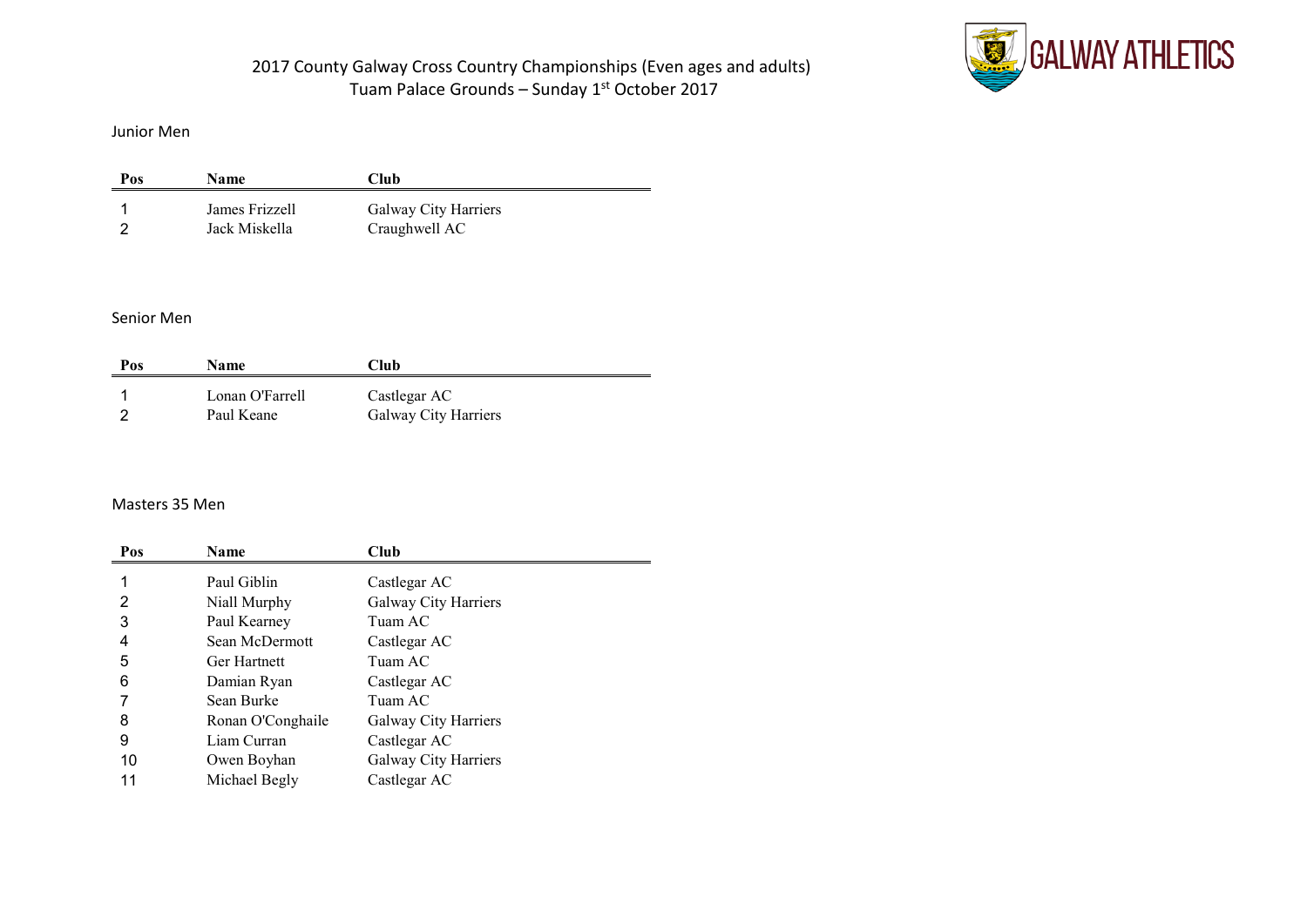# 2017 County Galway Cross Country Championships (Even ages and adults)
## Tuam Palace Grounds – Sunday 1st October 2017

GALWAY ATHLETICS

### Junior Men

| Pos | Name | Club |
|---|---|---|
| 1 | James Frizzell | Galway City Harriers |
| 2 | Jack Miskella | Craughwell AC |

### Senior Men

| Pos | Name | Club |
|---|---|---|
| 1 | Lonan O'Farrell | Castlegar AC |
| 2 | Paul Keane | Galway City Harriers |

### Masters 35 Men

| Pos | Name | Club |
|---|---|---|
| 1 | Paul Giblin | Castlegar AC |
| 2 | Niall Murphy | Galway City Harriers |
| 3 | Paul Kearney | Tuam AC |
| 4 | Sean McDermott | Castlegar AC |
| 5 | Ger Hartnett | Tuam AC |
| 6 | Damian Ryan | Castlegar AC |
| 7 | Sean Burke | Tuam AC |
| 8 | Ronan O'Conghaile | Galway City Harriers |
| 9 | Liam Curran | Castlegar AC |
| 10 | Owen Boyhan | Galway City Harriers |
| 11 | Michael Begly | Castlegar AC |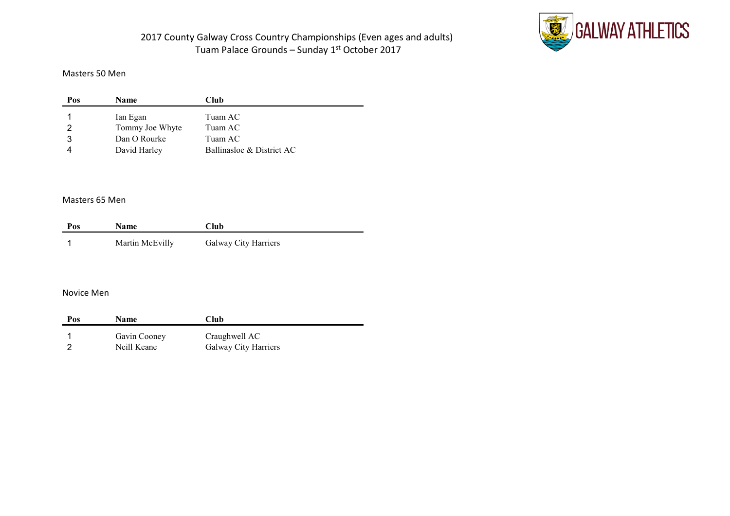2017 County Galway Cross Country Championships (Even ages and adults)
Tuam Palace Grounds – Sunday 1st October 2017

GALWAY ATHLETICS

### Masters 50 Men

| Pos | Name | Club |
|---|---|---|
| 1 | Ian Egan | Tuam AC |
| 2 | Tommy Joe Whyte | Tuam AC |
| 3 | Dan O Rourke | Tuam AC |
| 4 | David Harley | Ballinasloe & District AC |

### Masters 65 Men

| Pos | Name | Club |
|---|---|---|
| 1 | Martin McEvilly | Galway City Harriers |

### Novice Men

| Pos | Name | Club |
|---|---|---|
| 1 | Gavin Cooney | Craughwell AC |
| 2 | Neill Keane | Galway City Harriers |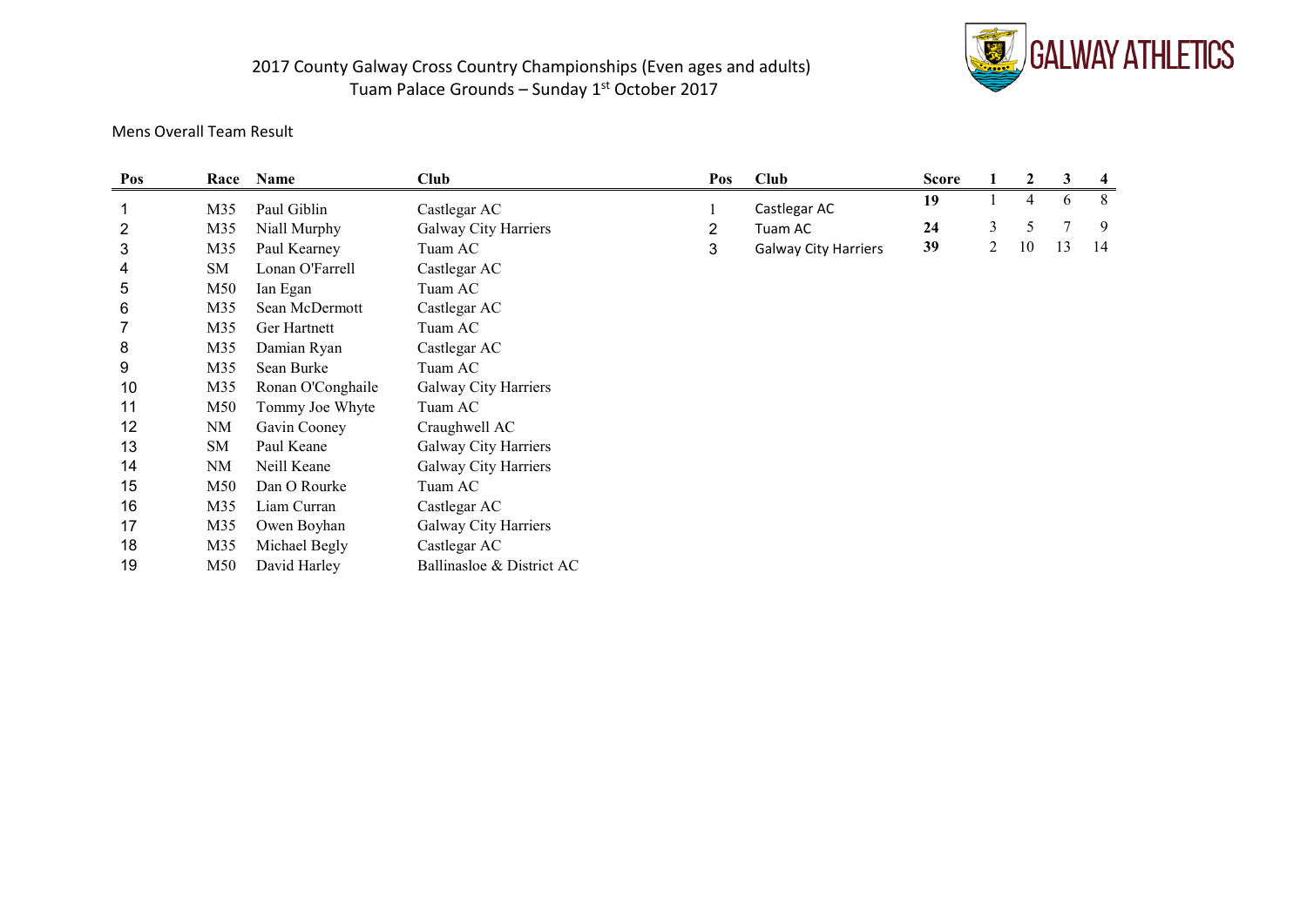# 2017 County Galway Cross Country Championships (Even ages and adults)
## Tuam Palace Grounds – Sunday 1st October 2017

GALWAY ATHLETICS

Mens Overall Team Result

| Pos | Race | Name | Club |
|---|---|---|---|
| 1 | M35 | Paul Giblin | Castlegar AC |
| 2 | M35 | Niall Murphy | Galway City Harriers |
| 3 | M35 | Paul Kearney | Tuam AC |
| 4 | SM | Lonan O'Farrell | Castlegar AC |
| 5 | M50 | Ian Egan | Tuam AC |
| 6 | M35 | Sean McDermott | Castlegar AC |
| 7 | M35 | Ger Hartnett | Tuam AC |
| 8 | M35 | Damian Ryan | Castlegar AC |
| 9 | M35 | Sean Burke | Tuam AC |
| 10 | M35 | Ronan O'Conghaile | Galway City Harriers |
| 11 | M50 | Tommy Joe Whyte | Tuam AC |
| 12 | NM | Gavin Cooney | Craughwell AC |
| 13 | SM | Paul Keane | Galway City Harriers |
| 14 | NM | Neill Keane | Galway City Harriers |
| 15 | M50 | Dan O Rourke | Tuam AC |
| 16 | M35 | Liam Curran | Castlegar AC |
| 17 | M35 | Owen Boyhan | Galway City Harriers |
| 18 | M35 | Michael Begly | Castlegar AC |
| 19 | M50 | David Harley | Ballinasloe & District AC |

| Pos | Club | Score | 1 | 2 | 3 | 4 |
|---|---|---|---|---|---|---|
| 1 | Castlegar AC | 19 | 1 | 4 | 6 | 8 |
| 2 | Tuam AC | 24 | 3 | 5 | 7 | 9 |
| 3 | Galway City Harriers | 39 | 2 | 10 | 13 | 14 |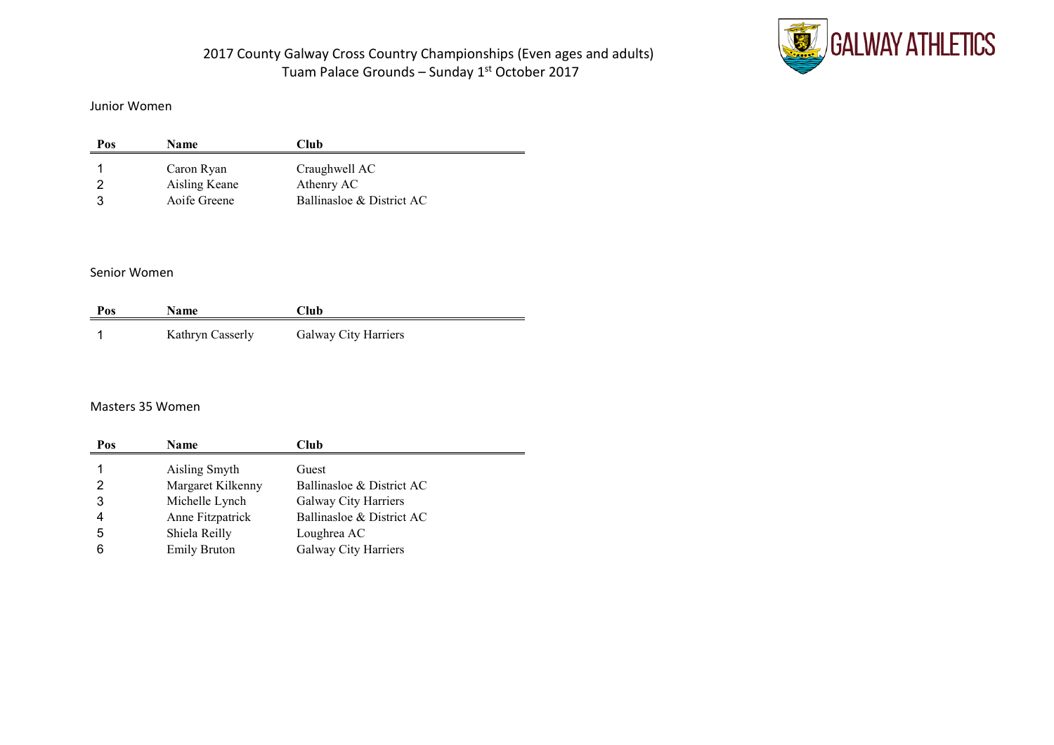2017 County Galway Cross Country Championships (Even ages and adults)
Tuam Palace Grounds – Sunday 1st October 2017

GALWAY ATHLETICS

## Junior Women

| Pos | Name | Club |
| --- | --- | --- |
| 1 | Caron Ryan | Craughwell AC |
| 2 | Aisling Keane | Athenry AC |
| 3 | Aoife Greene | Ballinasloe & District AC |

## Senior Women

| Pos | Name | Club |
| --- | --- | --- |
| 1 | Kathryn Casserly | Galway City Harriers |

## Masters 35 Women

| Pos | Name | Club |
| --- | --- | --- |
| 1 | Aisling Smyth | Guest |
| 2 | Margaret Kilkenny | Ballinasloe & District AC |
| 3 | Michelle Lynch | Galway City Harriers |
| 4 | Anne Fitzpatrick | Ballinasloe & District AC |
| 5 | Shiela Reilly | Loughrea AC |
| 6 | Emily Bruton | Galway City Harriers |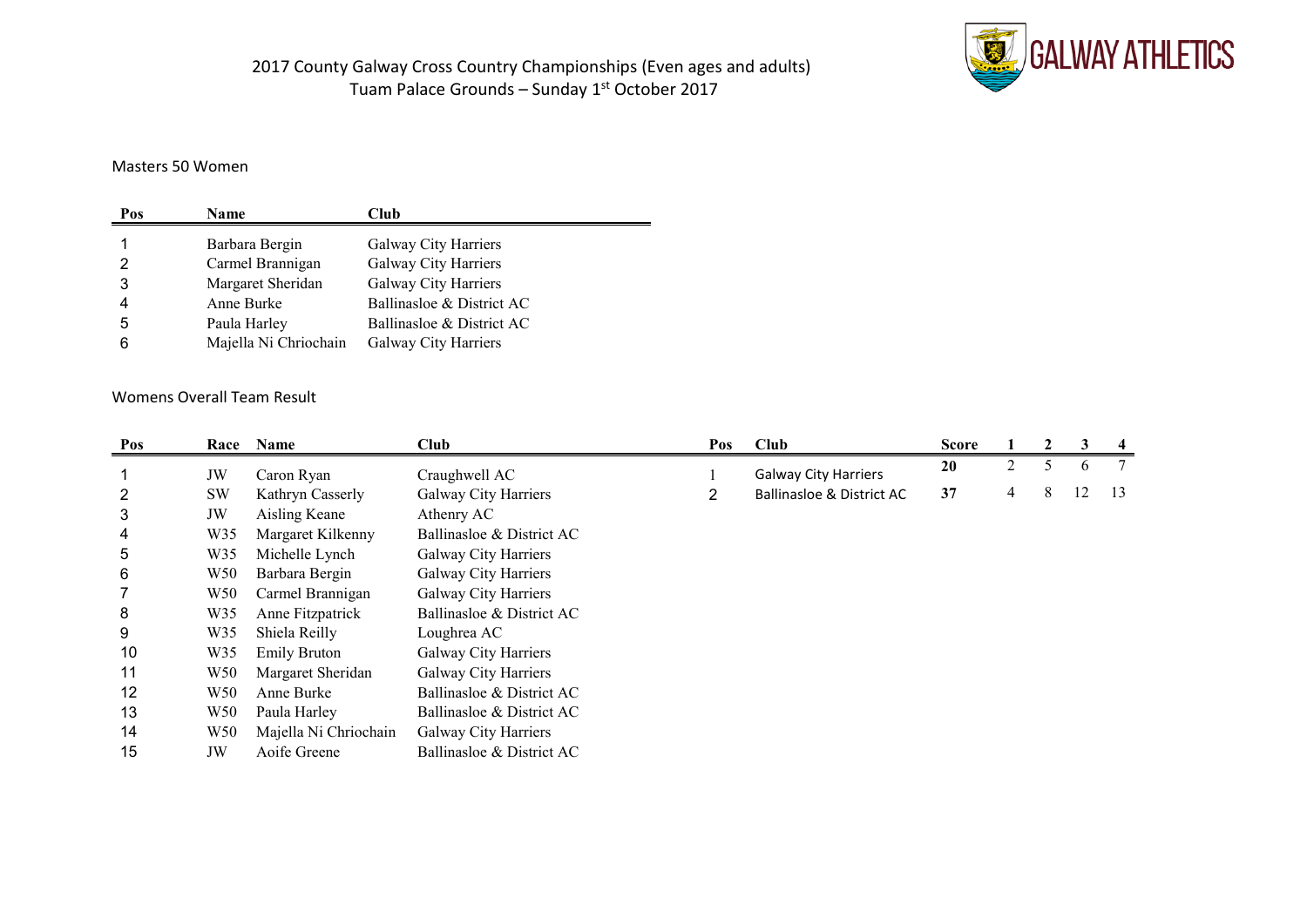# 2017 County Galway Cross Country Championships (Even ages and adults)
## Tuam Palace Grounds – Sunday 1st October 2017

GALWAY ATHLETICS

### Masters 50 Women

| Pos | Name | Club |
|---|---|---|
| 1 | Barbara Bergin | Galway City Harriers |
| 2 | Carmel Brannigan | Galway City Harriers |
| 3 | Margaret Sheridan | Galway City Harriers |
| 4 | Anne Burke | Ballinasloe & District AC |
| 5 | Paula Harley | Ballinasloe & District AC |
| 6 | Majella Ni Chriochain | Galway City Harriers |

### Womens Overall Team Result

| Pos | Race | Name | Club |
|---|---|---|---|
| 1 | JW | Caron Ryan | Craughwell AC |
| 2 | SW | Kathryn Casserly | Galway City Harriers |
| 3 | JW | Aisling Keane | Athenry AC |
| 4 | W35 | Margaret Kilkenny | Ballinasloe & District AC |
| 5 | W35 | Michelle Lynch | Galway City Harriers |
| 6 | W50 | Barbara Bergin | Galway City Harriers |
| 7 | W50 | Carmel Brannigan | Galway City Harriers |
| 8 | W35 | Anne Fitzpatrick | Ballinasloe & District AC |
| 9 | W35 | Shiela Reilly | Loughrea AC |
| 10 | W35 | Emily Bruton | Galway City Harriers |
| 11 | W50 | Margaret Sheridan | Galway City Harriers |
| 12 | W50 | Anne Burke | Ballinasloe & District AC |
| 13 | W50 | Paula Harley | Ballinasloe & District AC |
| 14 | W50 | Majella Ni Chriochain | Galway City Harriers |
| 15 | JW | Aoife Greene | Ballinasloe & District AC |

| Pos | Club | Score | 1 | 2 | 3 | 4 |
|---|---|---|---|---|---|---|
| 1 | Galway City Harriers | **20** | 2 | 5 | 6 | 7 |
| 2 | Ballinasloe & District AC | **37** | 4 | 8 | 12 | 13 |